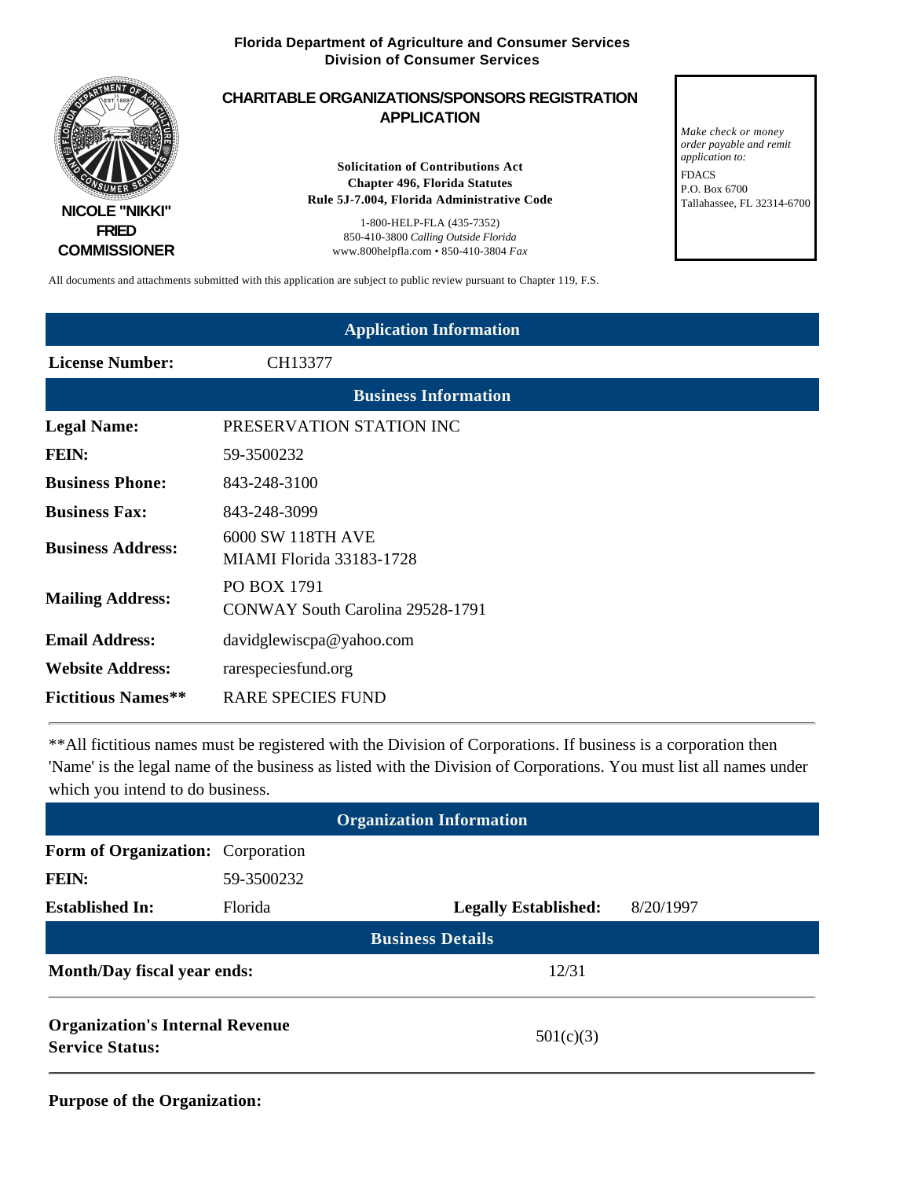**Florida Department of Agriculture and Consumer Services**
**Division of Consumer Services**

**NICOLE "NIKKI" FRIED**
**COMMISSIONER**

# CHARITABLE ORGANIZATIONS/SPONSORS REGISTRATION APPLICATION

**Solicitation of Contributions Act**
**Chapter 496, Florida Statutes**
**Rule 5J-7.004, Florida Administrative Code**

1-800-HELP-FLA (435-7352)
850-410-3800 *Calling Outside Florida*
www.800helpfla.com • 850-410-3804 *Fax*

*Make check or money order payable and remit application to:*
FDACS
P.O. Box 6700
Tallahassee, FL 32314-6700

All documents and attachments submitted with this application are subject to public review pursuant to Chapter 119, F.S.

## Application Information

**License Number:** CH13377

## Business Information

| | |
|---|---|
| **Legal Name:** | PRESERVATION STATION INC |
| **FEIN:** | 59-3500232 |
| **Business Phone:** | 843-248-3100 |
| **Business Fax:** | 843-248-3099 |
| **Business Address:** | 6000 SW 118TH AVE<br>MIAMI Florida 33183-1728 |
| **Mailing Address:** | PO BOX 1791<br>CONWAY South Carolina 29528-1791 |
| **Email Address:** | davidglewiscpa@yahoo.com |
| **Website Address:** | rarespeciesfund.org |
| **Fictitious Names**** | RARE SPECIES FUND |

**All fictitious names must be registered with the Division of Corporations. If business is a corporation then 'Name' is the legal name of the business as listed with the Division of Corporations. You must list all names under which you intend to do business.

## Organization Information

| | | | |
|---|---|---|---|
| **Form of Organization:** | Corporation | | |
| **FEIN:** | 59-3500232 | | |
| **Established In:** | Florida | **Legally Established:** | 8/20/1997 |

## Business Details

| | |
|---|---|
| **Month/Day fiscal year ends:** | 12/31 |
| **Organization's Internal Revenue Service Status:** | 501(c)(3) |

**Purpose of the Organization:**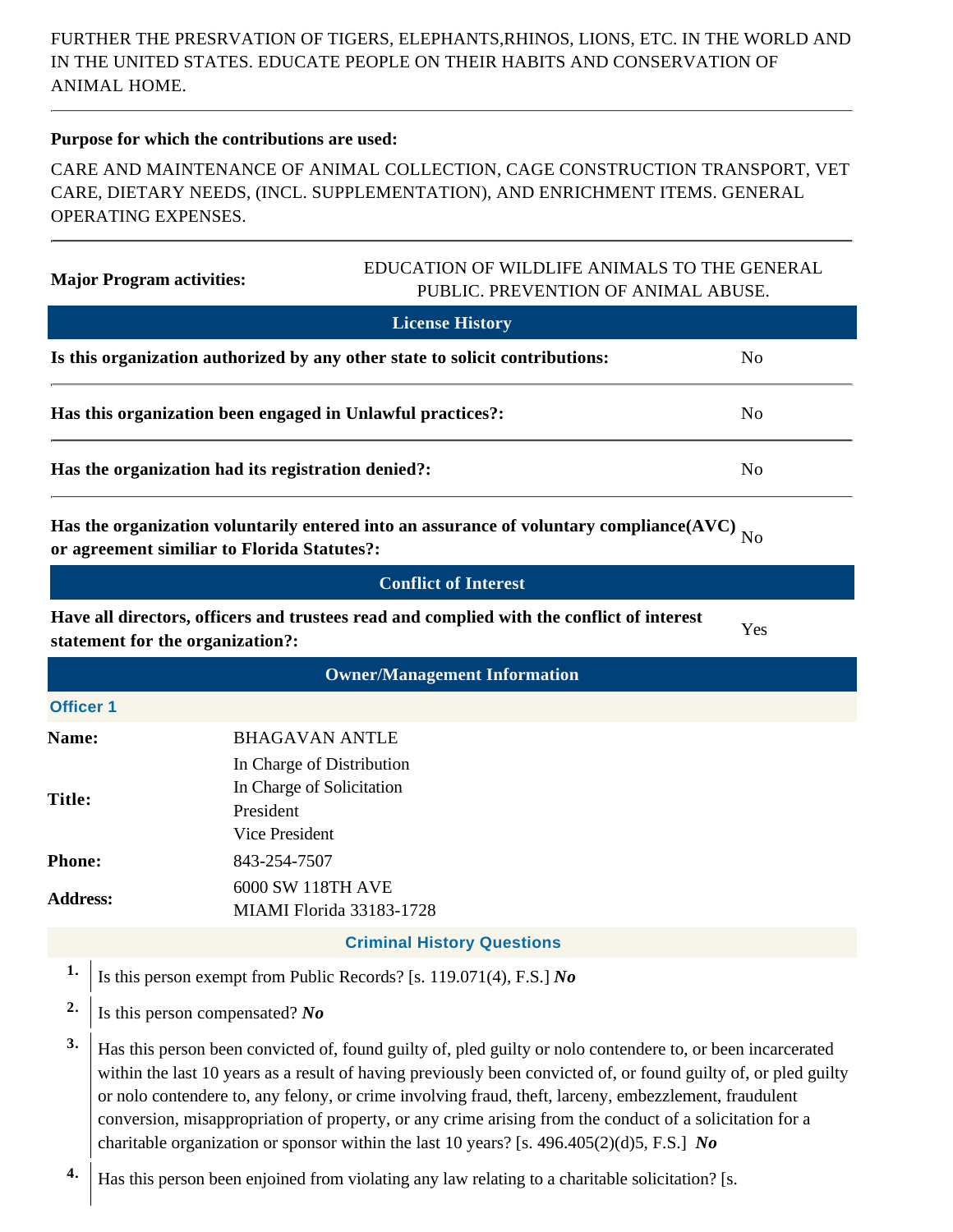FURTHER THE PRESRVATION OF TIGERS, ELEPHANTS,RHINOS, LIONS, ETC. IN THE WORLD AND IN THE UNITED STATES. EDUCATE PEOPLE ON THEIR HABITS AND CONSERVATION OF ANIMAL HOME.

**Purpose for which the contributions are used:**

CARE AND MAINTENANCE OF ANIMAL COLLECTION, CAGE CONSTRUCTION TRANSPORT, VET CARE, DIETARY NEEDS, (INCL. SUPPLEMENTATION), AND ENRICHMENT ITEMS. GENERAL OPERATING EXPENSES.

**Major Program activities:** EDUCATION OF WILDLIFE ANIMALS TO THE GENERAL PUBLIC. PREVENTION OF ANIMAL ABUSE.

## License History

| | |
|---|---|
| **Is this organization authorized by any other state to solicit contributions:** | No |
| **Has this organization been engaged in Unlawful practices?:** | No |
| **Has the organization had its registration denied?:** | No |
| **Has the organization voluntarily entered into an assurance of voluntary compliance(AVC) or agreement similiar to Florida Statutes?:** | No |

## Conflict of Interest

| | |
|---|---|
| **Have all directors, officers and trustees read and complied with the conflict of interest statement for the organization?:** | Yes |

## Owner/Management Information

### Officer 1

| | |
|---|---|
| **Name:** | BHAGAVAN ANTLE |
| **Title:** | In Charge of Distribution<br>In Charge of Solicitation<br>President<br>Vice President |
| **Phone:** | 843-254-7507 |
| **Address:** | 6000 SW 118TH AVE<br>MIAMI Florida 33183-1728 |

### Criminal History Questions

1. Is this person exempt from Public Records? [s. 119.071(4), F.S.] ***No***
2. Is this person compensated? ***No***
3. Has this person been convicted of, found guilty of, pled guilty or nolo contendere to, or been incarcerated within the last 10 years as a result of having previously been convicted of, or found guilty of, or pled guilty or nolo contendere to, any felony, or crime involving fraud, theft, larceny, embezzlement, fraudulent conversion, misappropriation of property, or any crime arising from the conduct of a solicitation for a charitable organization or sponsor within the last 10 years? [s. 496.405(2)(d)5, F.S.] ***No***
4. Has this person been enjoined from violating any law relating to a charitable solicitation? [s.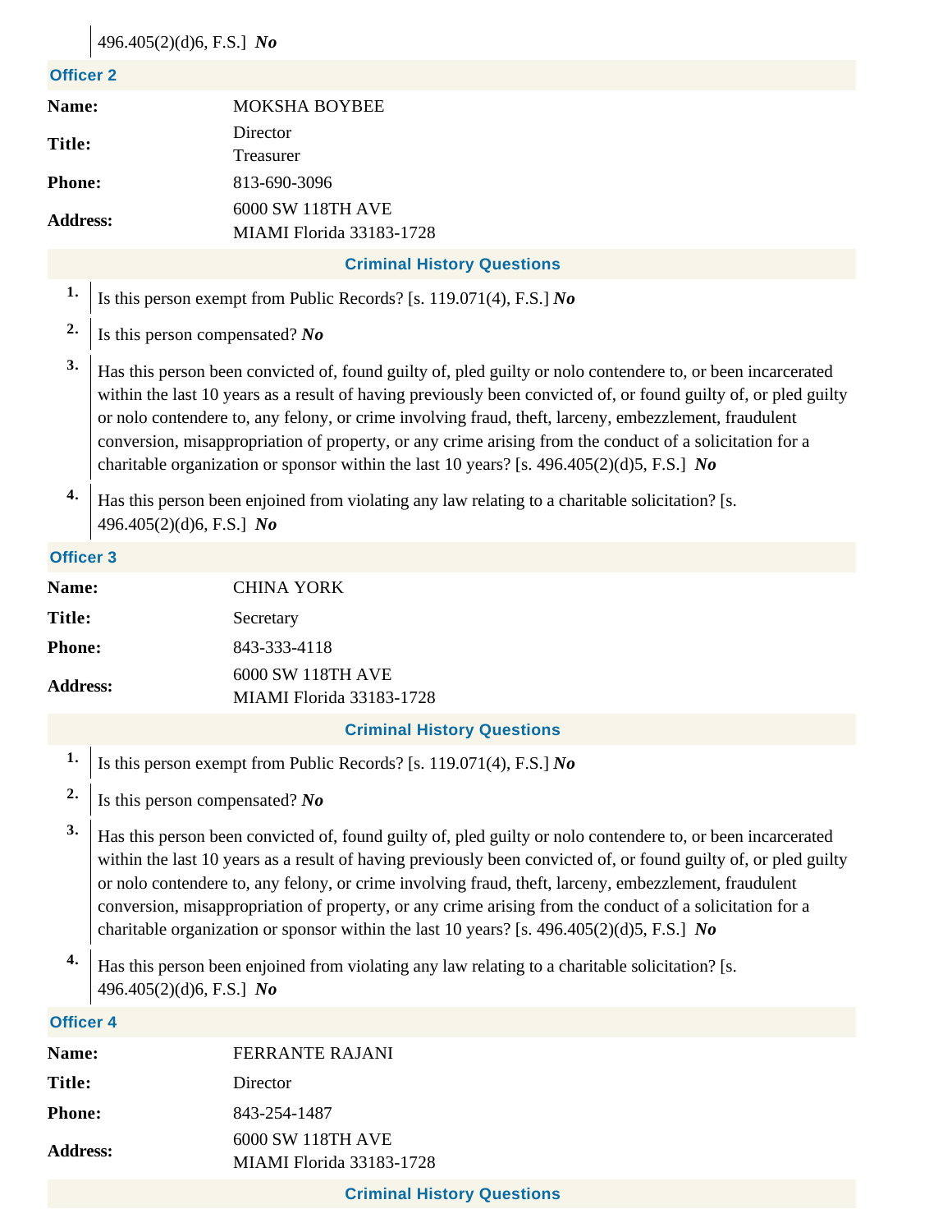496.405(2)(d)6, F.S.] ***No***

### Officer 2

| | |
|---|---|
| **Name:** | MOKSHA BOYBEE |
| **Title:** | Director<br>Treasurer |
| **Phone:** | 813-690-3096 |
| **Address:** | 6000 SW 118TH AVE<br>MIAMI Florida 33183-1728 |

#### Criminal History Questions

1. Is this person exempt from Public Records? [s. 119.071(4), F.S.] ***No***
2. Is this person compensated? ***No***
3. Has this person been convicted of, found guilty of, pled guilty or nolo contendere to, or been incarcerated within the last 10 years as a result of having previously been convicted of, or found guilty of, or pled guilty or nolo contendere to, any felony, or crime involving fraud, theft, larceny, embezzlement, fraudulent conversion, misappropriation of property, or any crime arising from the conduct of a solicitation for a charitable organization or sponsor within the last 10 years? [s. 496.405(2)(d)5, F.S.] ***No***
4. Has this person been enjoined from violating any law relating to a charitable solicitation? [s. 496.405(2)(d)6, F.S.] ***No***

### Officer 3

| | |
|---|---|
| **Name:** | CHINA YORK |
| **Title:** | Secretary |
| **Phone:** | 843-333-4118 |
| **Address:** | 6000 SW 118TH AVE<br>MIAMI Florida 33183-1728 |

#### Criminal History Questions

1. Is this person exempt from Public Records? [s. 119.071(4), F.S.] ***No***
2. Is this person compensated? ***No***
3. Has this person been convicted of, found guilty of, pled guilty or nolo contendere to, or been incarcerated within the last 10 years as a result of having previously been convicted of, or found guilty of, or pled guilty or nolo contendere to, any felony, or crime involving fraud, theft, larceny, embezzlement, fraudulent conversion, misappropriation of property, or any crime arising from the conduct of a solicitation for a charitable organization or sponsor within the last 10 years? [s. 496.405(2)(d)5, F.S.] ***No***
4. Has this person been enjoined from violating any law relating to a charitable solicitation? [s. 496.405(2)(d)6, F.S.] ***No***

### Officer 4

| | |
|---|---|
| **Name:** | FERRANTE RAJANI |
| **Title:** | Director |
| **Phone:** | 843-254-1487 |
| **Address:** | 6000 SW 118TH AVE<br>MIAMI Florida 33183-1728 |

#### Criminal History Questions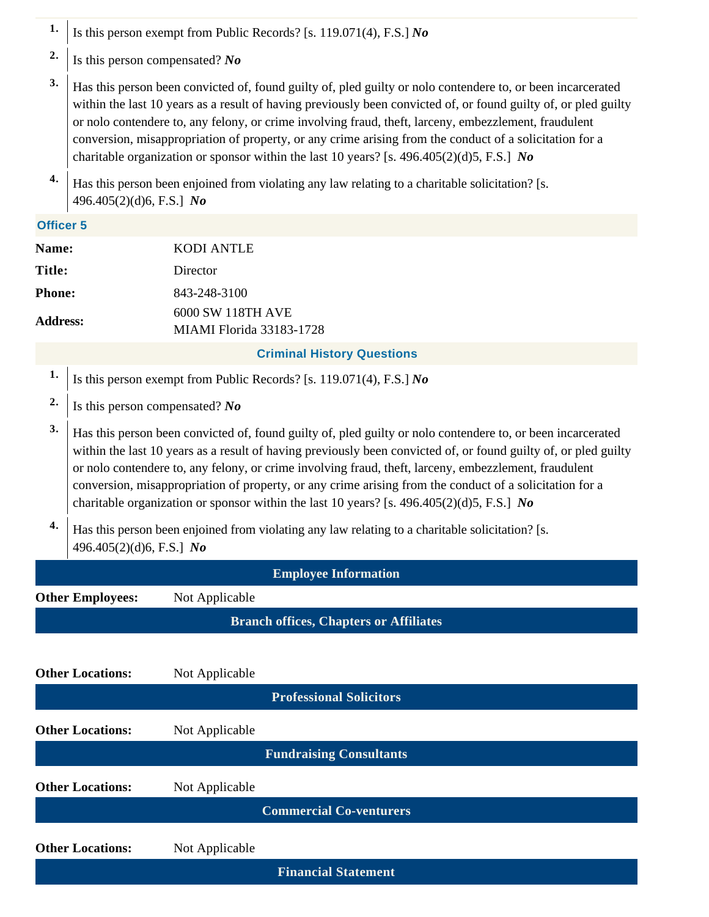1. Is this person exempt from Public Records? [s. 119.071(4), F.S.] ***No***
2. Is this person compensated? ***No***
3. Has this person been convicted of, found guilty of, pled guilty or nolo contendere to, or been incarcerated within the last 10 years as a result of having previously been convicted of, or found guilty of, or pled guilty or nolo contendere to, any felony, or crime involving fraud, theft, larceny, embezzlement, fraudulent conversion, misappropriation of property, or any crime arising from the conduct of a solicitation for a charitable organization or sponsor within the last 10 years? [s. 496.405(2)(d)5, F.S.] ***No***
4. Has this person been enjoined from violating any law relating to a charitable solicitation? [s. 496.405(2)(d)6, F.S.] ***No***

### Officer 5

**Name:** KODI ANTLE

**Title:** Director

**Phone:** 843-248-3100

**Address:** 6000 SW 118TH AVE
MIAMI Florida 33183-1728

### Criminal History Questions

1. Is this person exempt from Public Records? [s. 119.071(4), F.S.] ***No***
2. Is this person compensated? ***No***
3. Has this person been convicted of, found guilty of, pled guilty or nolo contendere to, or been incarcerated within the last 10 years as a result of having previously been convicted of, or found guilty of, or pled guilty or nolo contendere to, any felony, or crime involving fraud, theft, larceny, embezzlement, fraudulent conversion, misappropriation of property, or any crime arising from the conduct of a solicitation for a charitable organization or sponsor within the last 10 years? [s. 496.405(2)(d)5, F.S.] ***No***
4. Has this person been enjoined from violating any law relating to a charitable solicitation? [s. 496.405(2)(d)6, F.S.] ***No***

## Employee Information

**Other Employees:** Not Applicable

## Branch offices, Chapters or Affiliates

**Other Locations:** Not Applicable

## Professional Solicitors

**Other Locations:** Not Applicable

## Fundraising Consultants

**Other Locations:** Not Applicable

## Commercial Co-venturers

**Other Locations:** Not Applicable

## Financial Statement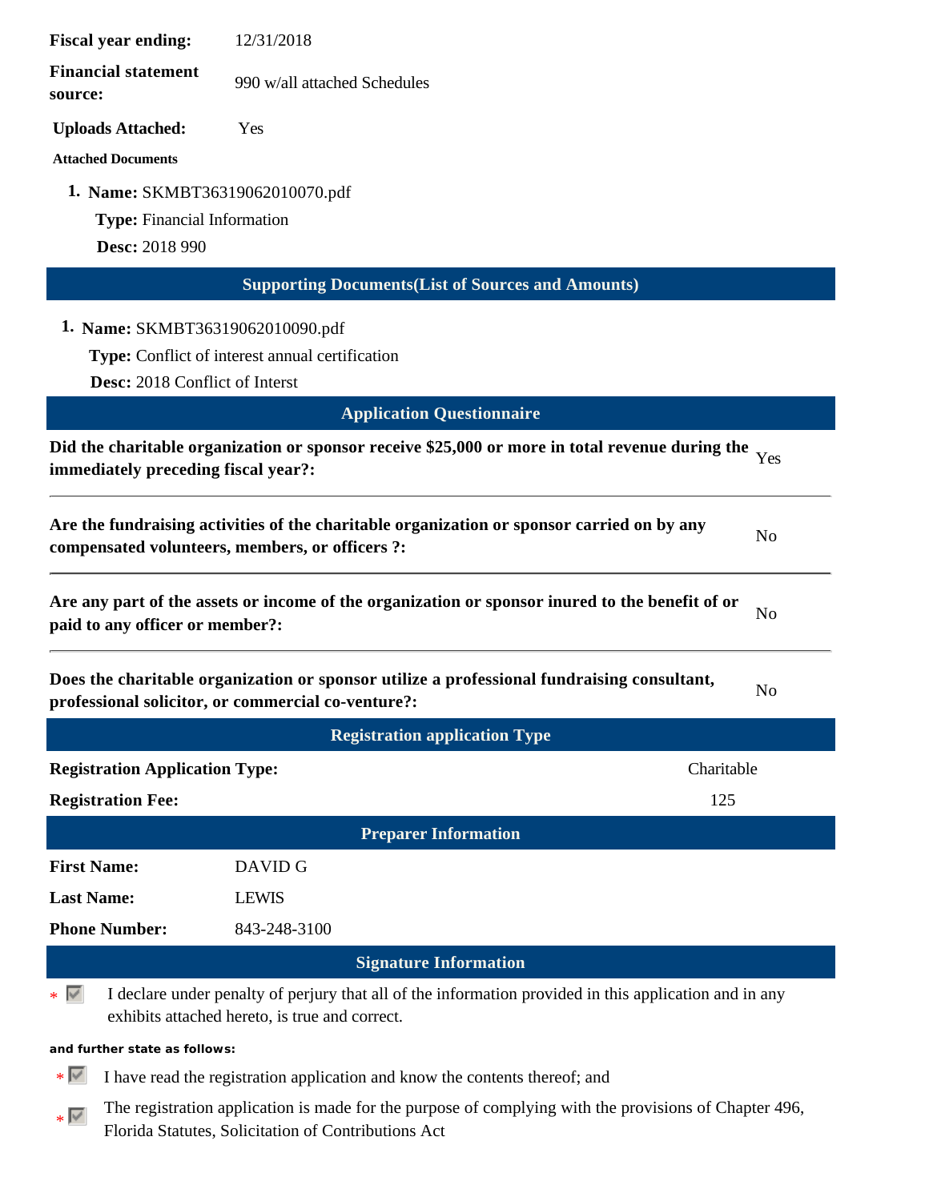**Fiscal year ending:** 12/31/2018

**Financial statement source:** 990 w/all attached Schedules

**Uploads Attached:** Yes

**Attached Documents**

1. **Name:** SKMBT36319062010070.pdf
   **Type:** Financial Information
   **Desc:** 2018 990

## Supporting Documents(List of Sources and Amounts)

1. **Name:** SKMBT36319062010090.pdf
   **Type:** Conflict of interest annual certification
   **Desc:** 2018 Conflict of Interst

## Application Questionnaire

**Did the charitable organization or sponsor receive $25,000 or more in total revenue during the immediately preceding fiscal year?:** Yes

---

**Are the fundraising activities of the charitable organization or sponsor carried on by any compensated volunteers, members, or officers ?:** No

---

**Are any part of the assets or income of the organization or sponsor inured to the benefit of or paid to any officer or member?:** No

---

**Does the charitable organization or sponsor utilize a professional fundraising consultant, professional solicitor, or commercial co-venture?:** No

## Registration application Type

**Registration Application Type:** Charitable

**Registration Fee:** 125

## Preparer Information

**First Name:** DAVID G

**Last Name:** LEWIS

**Phone Number:** 843-248-3100

## Signature Information

* ☑ I declare under penalty of perjury that all of the information provided in this application and in any exhibits attached hereto, is true and correct.

**and further state as follows:**

* ☑ I have read the registration application and know the contents thereof; and

* ☑ The registration application is made for the purpose of complying with the provisions of Chapter 496, Florida Statutes, Solicitation of Contributions Act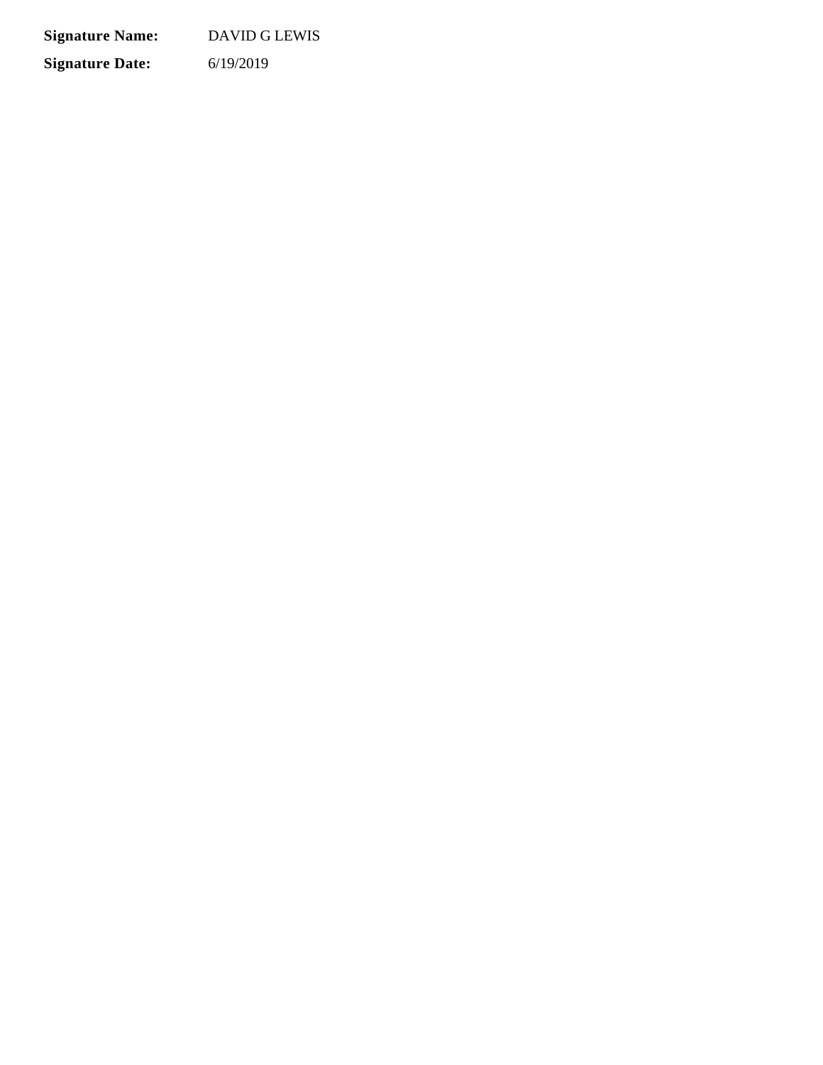**Signature Name:** DAVID G LEWIS

**Signature Date:** 6/19/2019